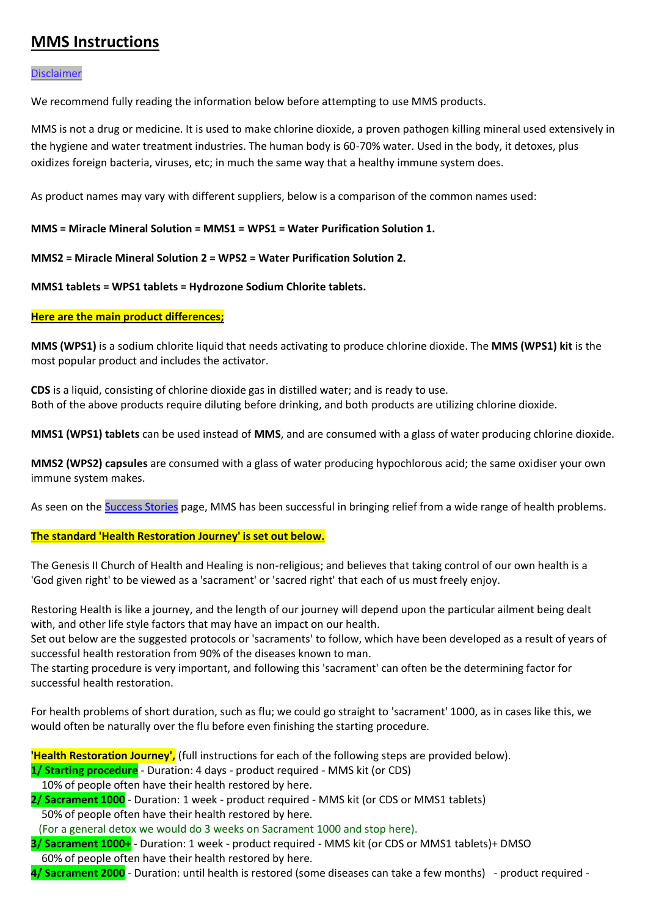# MMS Instructions

Disclaimer

We recommend fully reading the information below before attempting to use MMS products.

MMS is not a drug or medicine. It is used to make chlorine dioxide, a proven pathogen killing mineral used extensively in the hygiene and water treatment industries. The human body is 60-70% water. Used in the body, it detoxes, plus oxidizes foreign bacteria, viruses, etc; in much the same way that a healthy immune system does.

As product names may vary with different suppliers, below is a comparison of the common names used:

**MMS = Miracle Mineral Solution = MMS1 = WPS1 = Water Purification Solution 1.**

**MMS2 = Miracle Mineral Solution 2 = WPS2 = Water Purification Solution 2.**

**MMS1 tablets = WPS1 tablets = Hydrozone Sodium Chlorite tablets.**

**Here are the main product differences;**

**MMS (WPS1)** is a sodium chlorite liquid that needs activating to produce chlorine dioxide. The **MMS (WPS1) kit** is the most popular product and includes the activator.

**CDS** is a liquid, consisting of chlorine dioxide gas in distilled water; and is ready to use.
Both of the above products require diluting before drinking, and both products are utilizing chlorine dioxide.

**MMS1 (WPS1) tablets** can be used instead of **MMS**, and are consumed with a glass of water producing chlorine dioxide.

**MMS2 (WPS2) capsules** are consumed with a glass of water producing hypochlorous acid; the same oxidiser your own immune system makes.

As seen on the Success Stories page, MMS has been successful in bringing relief from a wide range of health problems.

**The standard 'Health Restoration Journey' is set out below.**

The Genesis II Church of Health and Healing is non-religious; and believes that taking control of our own health is a 'God given right' to be viewed as a 'sacrament' or 'sacred right' that each of us must freely enjoy.

Restoring Health is like a journey, and the length of our journey will depend upon the particular ailment being dealt with, and other life style factors that may have an impact on our health.
Set out below are the suggested protocols or 'sacraments' to follow, which have been developed as a result of years of successful health restoration from 90% of the diseases known to man.
The starting procedure is very important, and following this 'sacrament' can often be the determining factor for successful health restoration.

For health problems of short duration, such as flu; we could go straight to 'sacrament' 1000, as in cases like this, we would often be naturally over the flu before even finishing the starting procedure.

**'Health Restoration Journey',** (full instructions for each of the following steps are provided below).

**1/ Starting procedure** - Duration: 4 days - product required - MMS kit (or CDS)
10% of people often have their health restored by here.

**2/ Sacrament 1000** - Duration: 1 week - product required - MMS kit (or CDS or MMS1 tablets)
50% of people often have their health restored by here.
(For a general detox we would do 3 weeks on Sacrament 1000 and stop here).

**3/ Sacrament 1000+** - Duration: 1 week - product required - MMS kit (or CDS or MMS1 tablets)+ DMSO
60% of people often have their health restored by here.

**4/ Sacrament 2000** - Duration: until health is restored (some diseases can take a few months) - product required -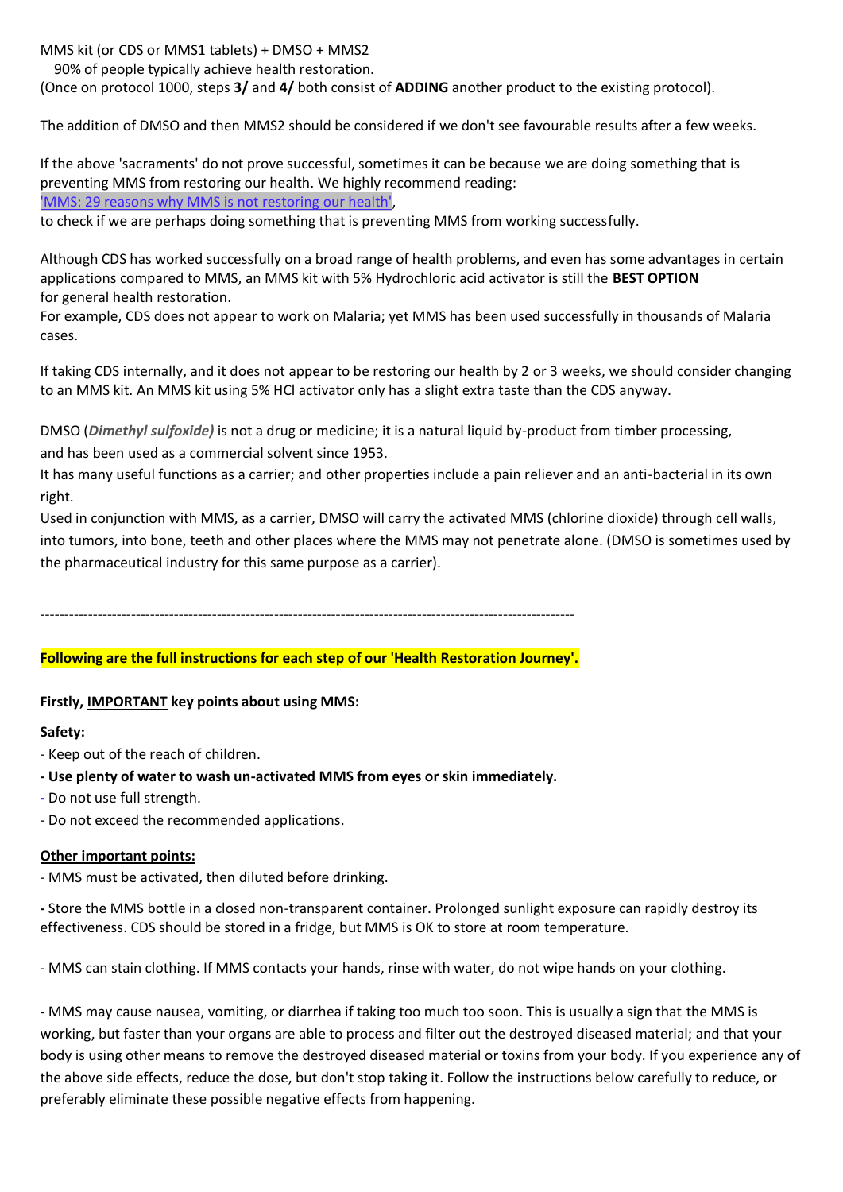MMS kit (or CDS or MMS1 tablets) + DMSO + MMS2
 90% of people typically achieve health restoration.
(Once on protocol 1000, steps **3/** and **4/** both consist of **ADDING** another product to the existing protocol).

The addition of DMSO and then MMS2 should be considered if we don't see favourable results after a few weeks.

If the above 'sacraments' do not prove successful, sometimes it can be because we are doing something that is preventing MMS from restoring our health. We highly recommend reading:
['MMS: 29 reasons why MMS is not restoring our health'](),
to check if we are perhaps doing something that is preventing MMS from working successfully.

Although CDS has worked successfully on a broad range of health problems, and even has some advantages in certain applications compared to MMS, an MMS kit with 5% Hydrochloric acid activator is still the **BEST OPTION** for general health restoration.
For example, CDS does not appear to work on Malaria; yet MMS has been used successfully in thousands of Malaria cases.

If taking CDS internally, and it does not appear to be restoring our health by 2 or 3 weeks, we should consider changing to an MMS kit. An MMS kit using 5% HCl activator only has a slight extra taste than the CDS anyway.

DMSO (***Dimethyl sulfoxide)*** is not a drug or medicine; it is a natural liquid by-product from timber processing, and has been used as a commercial solvent since 1953.
It has many useful functions as a carrier; and other properties include a pain reliever and an anti-bacterial in its own right.
Used in conjunction with MMS, as a carrier, DMSO will carry the activated MMS (chlorine dioxide) through cell walls, into tumors, into bone, teeth and other places where the MMS may not penetrate alone. (DMSO is sometimes used by the pharmaceutical industry for this same purpose as a carrier).

---

**Following are the full instructions for each step of our 'Health Restoration Journey'.**

**Firstly, IMPORTANT key points about using MMS:**

**Safety:**

- Keep out of the reach of children.
- **Use plenty of water to wash un-activated MMS from eyes or skin immediately.**
- Do not use full strength.
- Do not exceed the recommended applications.

**Other important points:**

- MMS must be activated, then diluted before drinking.

- Store the MMS bottle in a closed non-transparent container. Prolonged sunlight exposure can rapidly destroy its effectiveness. CDS should be stored in a fridge, but MMS is OK to store at room temperature.

- MMS can stain clothing. If MMS contacts your hands, rinse with water, do not wipe hands on your clothing.

- MMS may cause nausea, vomiting, or diarrhea if taking too much too soon. This is usually a sign that the MMS is working, but faster than your organs are able to process and filter out the destroyed diseased material; and that your body is using other means to remove the destroyed diseased material or toxins from your body. If you experience any of the above side effects, reduce the dose, but don't stop taking it. Follow the instructions below carefully to reduce, or preferably eliminate these possible negative effects from happening.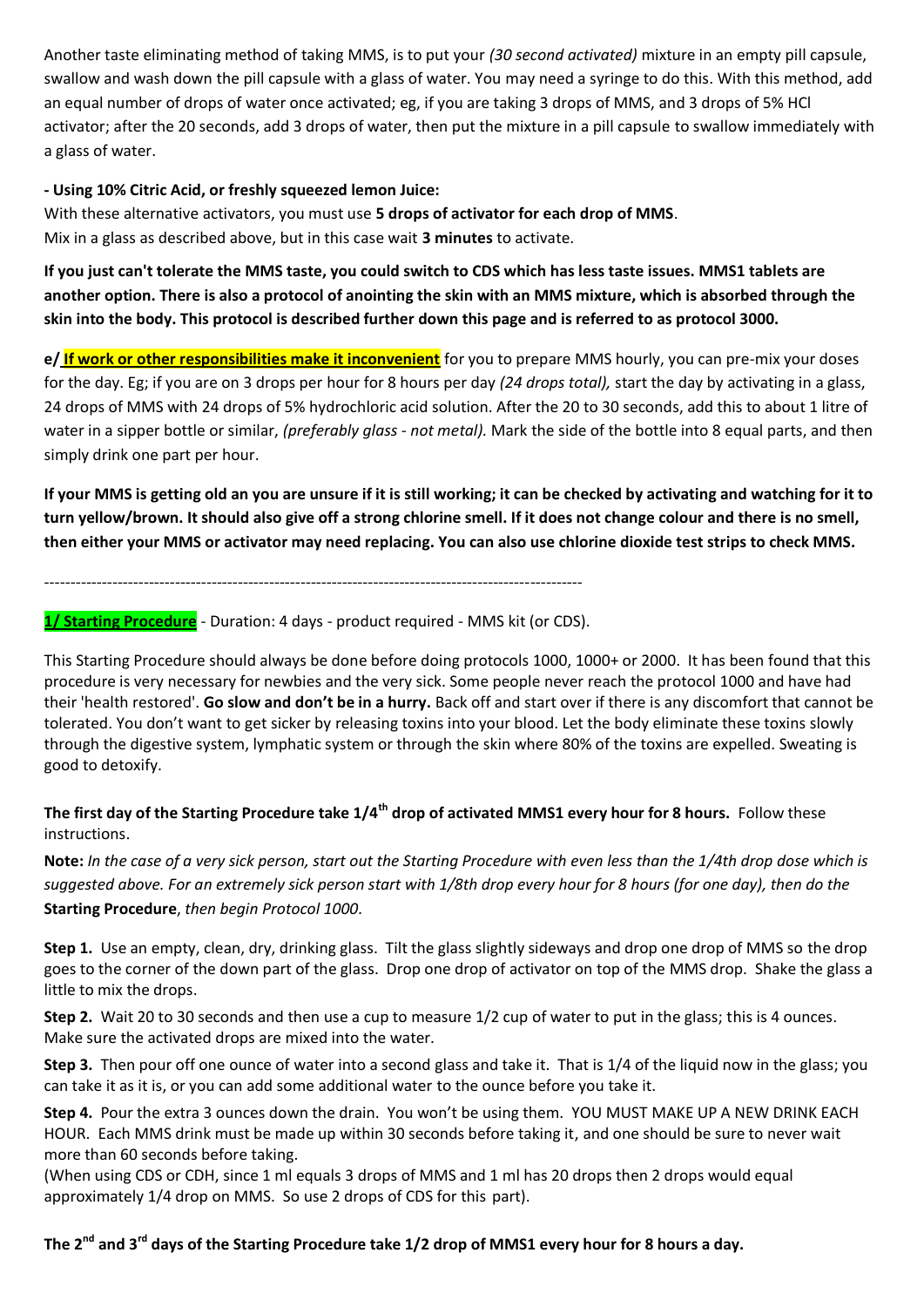Another taste eliminating method of taking MMS, is to put your *(30 second activated)* mixture in an empty pill capsule, swallow and wash down the pill capsule with a glass of water. You may need a syringe to do this. With this method, add an equal number of drops of water once activated; eg, if you are taking 3 drops of MMS, and 3 drops of 5% HCl activator; after the 20 seconds, add 3 drops of water, then put the mixture in a pill capsule to swallow immediately with a glass of water.

**- Using 10% Citric Acid, or freshly squeezed lemon Juice:**

With these alternative activators, you must use **5 drops of activator for each drop of MMS**.
Mix in a glass as described above, but in this case wait **3 minutes** to activate.

**If you just can't tolerate the MMS taste, you could switch to CDS which has less taste issues. MMS1 tablets are another option. There is also a protocol of anointing the skin with an MMS mixture, which is absorbed through the skin into the body. This protocol is described further down this page and is referred to as protocol 3000.**

**e/ If work or other responsibilities make it inconvenient** for you to prepare MMS hourly, you can pre-mix your doses for the day. Eg; if you are on 3 drops per hour for 8 hours per day *(24 drops total),* start the day by activating in a glass, 24 drops of MMS with 24 drops of 5% hydrochloric acid solution. After the 20 to 30 seconds, add this to about 1 litre of water in a sipper bottle or similar, *(preferably glass - not metal).* Mark the side of the bottle into 8 equal parts, and then simply drink one part per hour.

**If your MMS is getting old an you are unsure if it is still working; it can be checked by activating and watching for it to turn yellow/brown. It should also give off a strong chlorine smell. If it does not change colour and there is no smell, then either your MMS or activator may need replacing. You can also use chlorine dioxide test strips to check MMS.**

---

**1/ Starting Procedure** - Duration: 4 days - product required - MMS kit (or CDS).

This Starting Procedure should always be done before doing protocols 1000, 1000+ or 2000. It has been found that this procedure is very necessary for newbies and the very sick. Some people never reach the protocol 1000 and have had their 'health restored'. **Go slow and don't be in a hurry.** Back off and start over if there is any discomfort that cannot be tolerated. You don't want to get sicker by releasing toxins into your blood. Let the body eliminate these toxins slowly through the digestive system, lymphatic system or through the skin where 80% of the toxins are expelled. Sweating is good to detoxify.

**The first day of the Starting Procedure take 1/4th drop of activated MMS1 every hour for 8 hours.** Follow these instructions.

**Note:** *In the case of a very sick person, start out the Starting Procedure with even less than the 1/4th drop dose which is suggested above. For an extremely sick person start with 1/8th drop every hour for 8 hours (for one day), then do the* **Starting Procedure**, *then begin Protocol 1000.*

**Step 1.** Use an empty, clean, dry, drinking glass. Tilt the glass slightly sideways and drop one drop of MMS so the drop goes to the corner of the down part of the glass. Drop one drop of activator on top of the MMS drop. Shake the glass a little to mix the drops.

**Step 2.** Wait 20 to 30 seconds and then use a cup to measure 1/2 cup of water to put in the glass; this is 4 ounces. Make sure the activated drops are mixed into the water.

**Step 3.** Then pour off one ounce of water into a second glass and take it. That is 1/4 of the liquid now in the glass; you can take it as it is, or you can add some additional water to the ounce before you take it.

**Step 4.** Pour the extra 3 ounces down the drain. You won't be using them. YOU MUST MAKE UP A NEW DRINK EACH HOUR. Each MMS drink must be made up within 30 seconds before taking it, and one should be sure to never wait more than 60 seconds before taking.
(When using CDS or CDH, since 1 ml equals 3 drops of MMS and 1 ml has 20 drops then 2 drops would equal approximately 1/4 drop on MMS. So use 2 drops of CDS for this part).

**The 2nd and 3rd days of the Starting Procedure take 1/2 drop of MMS1 every hour for 8 hours a day.**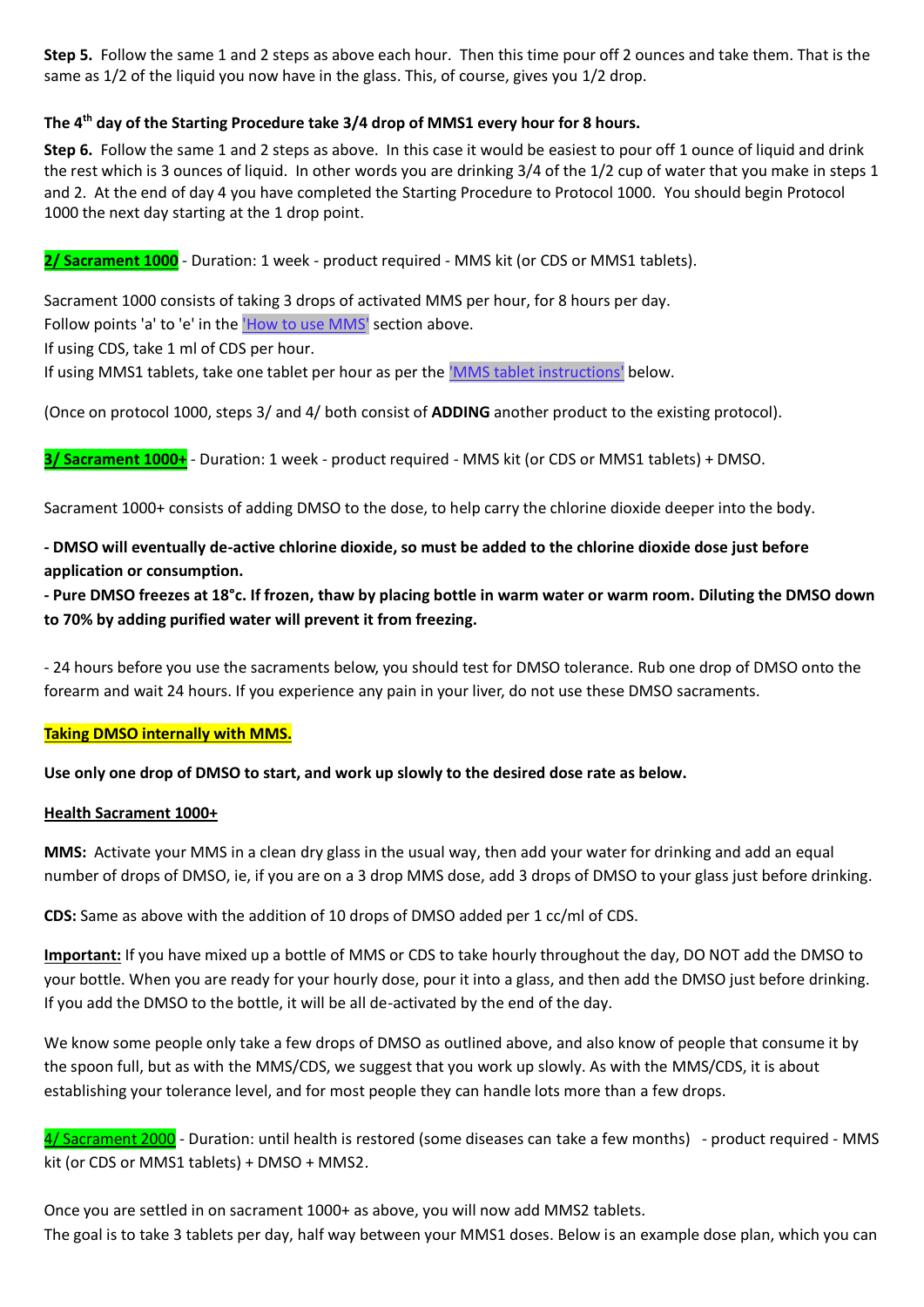**Step 5.** Follow the same 1 and 2 steps as above each hour. Then this time pour off 2 ounces and take them. That is the same as 1/2 of the liquid you now have in the glass. This, of course, gives you 1/2 drop.

**The 4th day of the Starting Procedure take 3/4 drop of MMS1 every hour for 8 hours.**

**Step 6.** Follow the same 1 and 2 steps as above. In this case it would be easiest to pour off 1 ounce of liquid and drink the rest which is 3 ounces of liquid. In other words you are drinking 3/4 of the 1/2 cup of water that you make in steps 1 and 2. At the end of day 4 you have completed the Starting Procedure to Protocol 1000. You should begin Protocol 1000 the next day starting at the 1 drop point.

**2/ Sacrament 1000** - Duration: 1 week - product required - MMS kit (or CDS or MMS1 tablets).

Sacrament 1000 consists of taking 3 drops of activated MMS per hour, for 8 hours per day.
Follow points 'a' to 'e' in the 'How to use MMS' section above.
If using CDS, take 1 ml of CDS per hour.
If using MMS1 tablets, take one tablet per hour as per the 'MMS tablet instructions' below.

(Once on protocol 1000, steps 3/ and 4/ both consist of **ADDING** another product to the existing protocol).

**3/ Sacrament 1000+** - Duration: 1 week - product required - MMS kit (or CDS or MMS1 tablets) + DMSO.

Sacrament 1000+ consists of adding DMSO to the dose, to help carry the chlorine dioxide deeper into the body.

**- DMSO will eventually de-active chlorine dioxide, so must be added to the chlorine dioxide dose just before application or consumption.**
**- Pure DMSO freezes at 18°c. If frozen, thaw by placing bottle in warm water or warm room. Diluting the DMSO down to 70% by adding purified water will prevent it from freezing.**

- 24 hours before you use the sacraments below, you should test for DMSO tolerance. Rub one drop of DMSO onto the forearm and wait 24 hours. If you experience any pain in your liver, do not use these DMSO sacraments.

**Taking DMSO internally with MMS.**

**Use only one drop of DMSO to start, and work up slowly to the desired dose rate as below.**

**Health Sacrament 1000+**

**MMS:** Activate your MMS in a clean dry glass in the usual way, then add your water for drinking and add an equal number of drops of DMSO, ie, if you are on a 3 drop MMS dose, add 3 drops of DMSO to your glass just before drinking.

**CDS:** Same as above with the addition of 10 drops of DMSO added per 1 cc/ml of CDS.

**Important:** If you have mixed up a bottle of MMS or CDS to take hourly throughout the day, DO NOT add the DMSO to your bottle. When you are ready for your hourly dose, pour it into a glass, and then add the DMSO just before drinking. If you add the DMSO to the bottle, it will be all de-activated by the end of the day.

We know some people only take a few drops of DMSO as outlined above, and also know of people that consume it by the spoon full, but as with the MMS/CDS, we suggest that you work up slowly. As with the MMS/CDS, it is about establishing your tolerance level, and for most people they can handle lots more than a few drops.

**4/ Sacrament 2000** - Duration: until health is restored (some diseases can take a few months) - product required - MMS kit (or CDS or MMS1 tablets) + DMSO + MMS2.

Once you are settled in on sacrament 1000+ as above, you will now add MMS2 tablets.
The goal is to take 3 tablets per day, half way between your MMS1 doses. Below is an example dose plan, which you can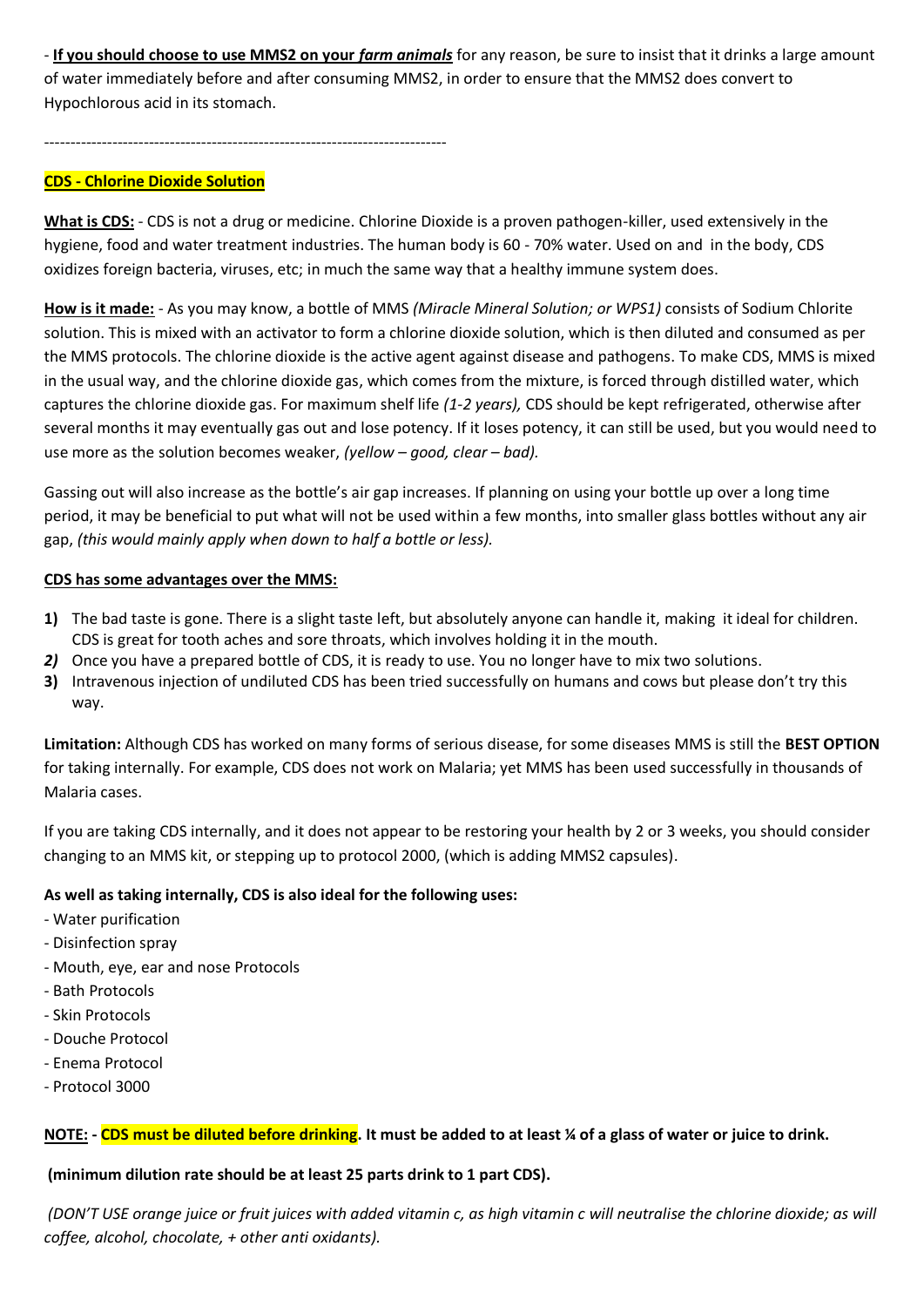- **If you should choose to use MMS2 on your *farm animals*** for any reason, be sure to insist that it drinks a large amount of water immediately before and after consuming MMS2, in order to ensure that the MMS2 does convert to Hypochlorous acid in its stomach.

---------------------------------------------------------------------------

**CDS - Chlorine Dioxide Solution**

**What is CDS:** - CDS is not a drug or medicine. Chlorine Dioxide is a proven pathogen-killer, used extensively in the hygiene, food and water treatment industries. The human body is 60 - 70% water. Used on and in the body, CDS oxidizes foreign bacteria, viruses, etc; in much the same way that a healthy immune system does.

**How is it made:** - As you may know, a bottle of MMS *(Miracle Mineral Solution; or WPS1)* consists of Sodium Chlorite solution. This is mixed with an activator to form a chlorine dioxide solution, which is then diluted and consumed as per the MMS protocols. The chlorine dioxide is the active agent against disease and pathogens. To make CDS, MMS is mixed in the usual way, and the chlorine dioxide gas, which comes from the mixture, is forced through distilled water, which captures the chlorine dioxide gas. For maximum shelf life *(1-2 years),* CDS should be kept refrigerated, otherwise after several months it may eventually gas out and lose potency. If it loses potency, it can still be used, but you would need to use more as the solution becomes weaker, *(yellow – good, clear – bad).*

Gassing out will also increase as the bottle's air gap increases. If planning on using your bottle up over a long time period, it may be beneficial to put what will not be used within a few months, into smaller glass bottles without any air gap, *(this would mainly apply when down to half a bottle or less).*

**CDS has some advantages over the MMS:**

1) The bad taste is gone. There is a slight taste left, but absolutely anyone can handle it, making it ideal for children. CDS is great for tooth aches and sore throats, which involves holding it in the mouth.
2) Once you have a prepared bottle of CDS, it is ready to use. You no longer have to mix two solutions.
3) Intravenous injection of undiluted CDS has been tried successfully on humans and cows but please don't try this way.

**Limitation:** Although CDS has worked on many forms of serious disease, for some diseases MMS is still the **BEST OPTION** for taking internally. For example, CDS does not work on Malaria; yet MMS has been used successfully in thousands of Malaria cases.

If you are taking CDS internally, and it does not appear to be restoring your health by 2 or 3 weeks, you should consider changing to an MMS kit, or stepping up to protocol 2000, (which is adding MMS2 capsules).

**As well as taking internally, CDS is also ideal for the following uses:**

- Water purification
- Disinfection spray
- Mouth, eye, ear and nose Protocols
- Bath Protocols
- Skin Protocols
- Douche Protocol
- Enema Protocol
- Protocol 3000

**NOTE: - CDS must be diluted before drinking. It must be added to at least ¼ of a glass of water or juice to drink.**

**(minimum dilution rate should be at least 25 parts drink to 1 part CDS).**

*(DON'T USE orange juice or fruit juices with added vitamin c, as high vitamin c will neutralise the chlorine dioxide; as will coffee, alcohol, chocolate, + other anti oxidants).*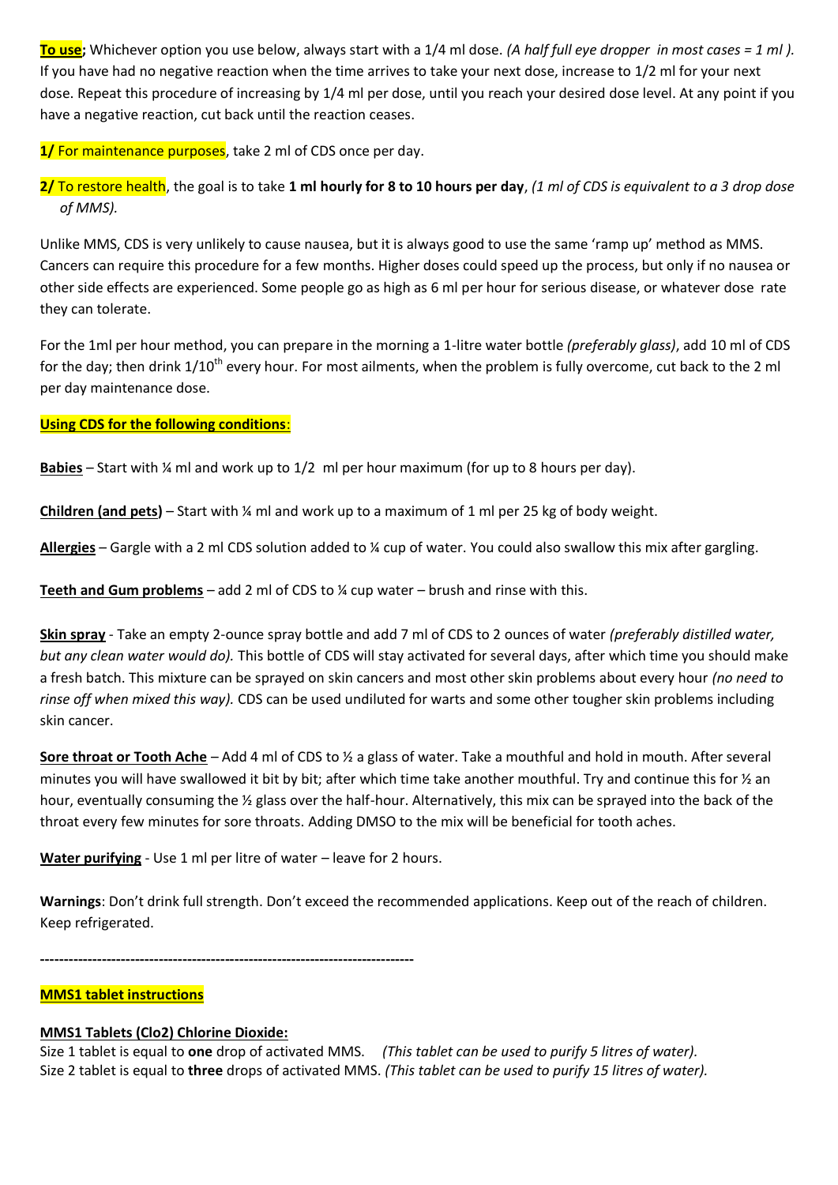**To use;** Whichever option you use below, always start with a 1/4 ml dose. *(A half full eye dropper in most cases = 1 ml ).* If you have had no negative reaction when the time arrives to take your next dose, increase to 1/2 ml for your next dose. Repeat this procedure of increasing by 1/4 ml per dose, until you reach your desired dose level. At any point if you have a negative reaction, cut back until the reaction ceases.

**1/** For maintenance purposes, take 2 ml of CDS once per day.

**2/** To restore health, the goal is to take **1 ml hourly for 8 to 10 hours per day**, *(1 ml of CDS is equivalent to a 3 drop dose of MMS).*

Unlike MMS, CDS is very unlikely to cause nausea, but it is always good to use the same 'ramp up' method as MMS. Cancers can require this procedure for a few months. Higher doses could speed up the process, but only if no nausea or other side effects are experienced. Some people go as high as 6 ml per hour for serious disease, or whatever dose rate they can tolerate.

For the 1ml per hour method, you can prepare in the morning a 1-litre water bottle *(preferably glass)*, add 10 ml of CDS for the day; then drink 1/10th every hour. For most ailments, when the problem is fully overcome, cut back to the 2 ml per day maintenance dose.

**Using CDS for the following conditions:**

**Babies** – Start with ¼ ml and work up to 1/2 ml per hour maximum (for up to 8 hours per day).

**Children (and pets)** – Start with ¼ ml and work up to a maximum of 1 ml per 25 kg of body weight.

**Allergies** – Gargle with a 2 ml CDS solution added to ¼ cup of water. You could also swallow this mix after gargling.

**Teeth and Gum problems** – add 2 ml of CDS to ¼ cup water – brush and rinse with this.

**Skin spray** - Take an empty 2-ounce spray bottle and add 7 ml of CDS to 2 ounces of water *(preferably distilled water, but any clean water would do).* This bottle of CDS will stay activated for several days, after which time you should make a fresh batch. This mixture can be sprayed on skin cancers and most other skin problems about every hour *(no need to rinse off when mixed this way).* CDS can be used undiluted for warts and some other tougher skin problems including skin cancer.

**Sore throat or Tooth Ache** – Add 4 ml of CDS to ½ a glass of water. Take a mouthful and hold in mouth. After several minutes you will have swallowed it bit by bit; after which time take another mouthful. Try and continue this for ½ an hour, eventually consuming the ½ glass over the half-hour. Alternatively, this mix can be sprayed into the back of the throat every few minutes for sore throats. Adding DMSO to the mix will be beneficial for tooth aches.

**Water purifying** - Use 1 ml per litre of water – leave for 2 hours.

**Warnings**: Don't drink full strength. Don't exceed the recommended applications. Keep out of the reach of children. Keep refrigerated.

------------------------------------------------------------------------------

**MMS1 tablet instructions**

**MMS1 Tablets (Clo2) Chlorine Dioxide:**

Size 1 tablet is equal to **one** drop of activated MMS. *(This tablet can be used to purify 5 litres of water).*
Size 2 tablet is equal to **three** drops of activated MMS. *(This tablet can be used to purify 15 litres of water).*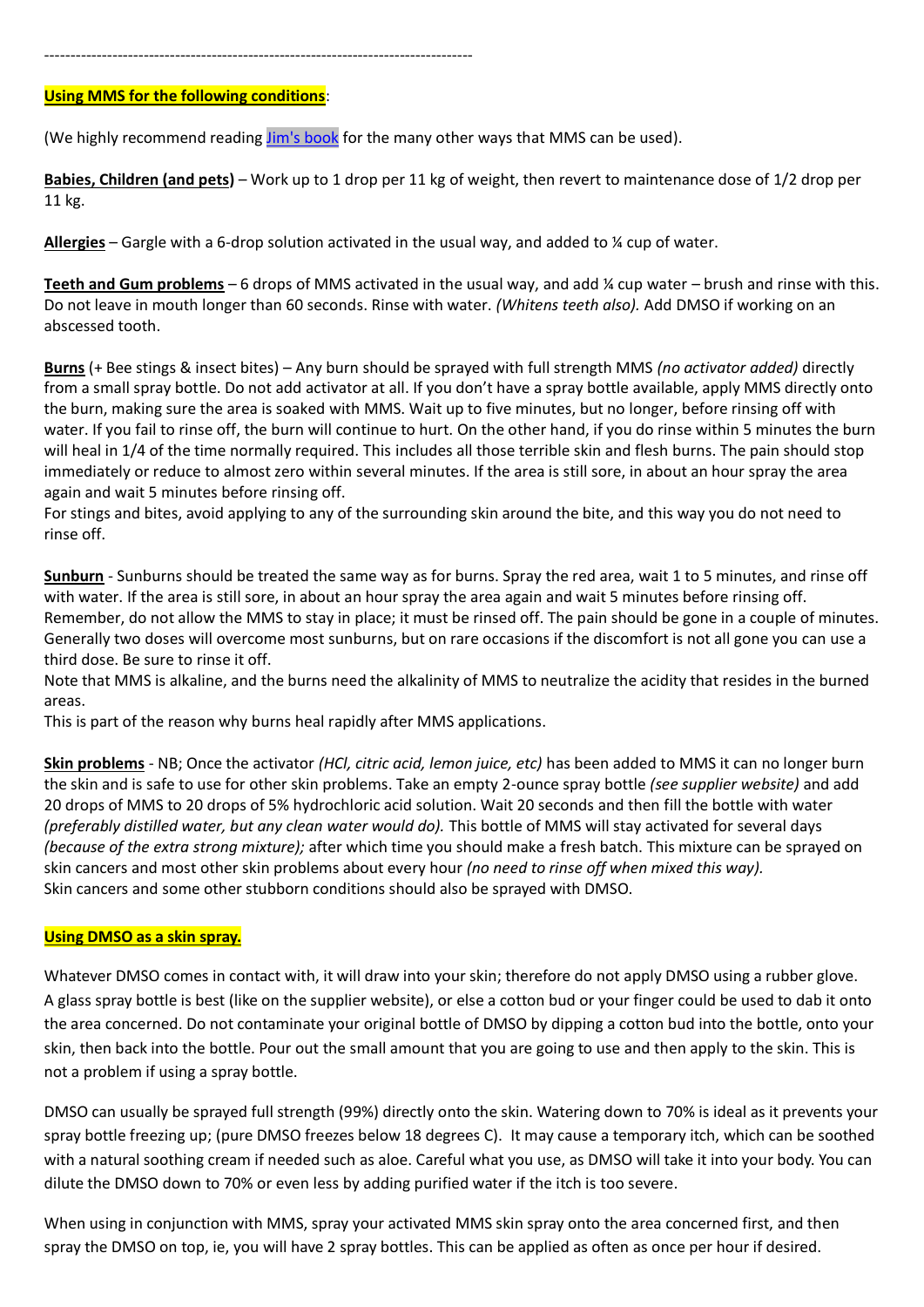---

**Using MMS for the following conditions**:

(We highly recommend reading [Jim's book] for the many other ways that MMS can be used).

**Babies, Children (and pets)** – Work up to 1 drop per 11 kg of weight, then revert to maintenance dose of 1/2 drop per 11 kg.

**Allergies** – Gargle with a 6-drop solution activated in the usual way, and added to ¼ cup of water.

**Teeth and Gum problems** – 6 drops of MMS activated in the usual way, and add ¼ cup water – brush and rinse with this. Do not leave in mouth longer than 60 seconds. Rinse with water. *(Whitens teeth also).* Add DMSO if working on an abscessed tooth.

**Burns** (+ Bee stings & insect bites) – Any burn should be sprayed with full strength MMS *(no activator added)* directly from a small spray bottle. Do not add activator at all. If you don't have a spray bottle available, apply MMS directly onto the burn, making sure the area is soaked with MMS. Wait up to five minutes, but no longer, before rinsing off with water. If you fail to rinse off, the burn will continue to hurt. On the other hand, if you do rinse within 5 minutes the burn will heal in 1/4 of the time normally required. This includes all those terrible skin and flesh burns. The pain should stop immediately or reduce to almost zero within several minutes. If the area is still sore, in about an hour spray the area again and wait 5 minutes before rinsing off.
For stings and bites, avoid applying to any of the surrounding skin around the bite, and this way you do not need to rinse off.

**Sunburn** - Sunburns should be treated the same way as for burns. Spray the red area, wait 1 to 5 minutes, and rinse off with water. If the area is still sore, in about an hour spray the area again and wait 5 minutes before rinsing off. Remember, do not allow the MMS to stay in place; it must be rinsed off. The pain should be gone in a couple of minutes. Generally two doses will overcome most sunburns, but on rare occasions if the discomfort is not all gone you can use a third dose. Be sure to rinse it off.
Note that MMS is alkaline, and the burns need the alkalinity of MMS to neutralize the acidity that resides in the burned areas.
This is part of the reason why burns heal rapidly after MMS applications.

**Skin problems** - NB; Once the activator *($HCl$, citric acid, lemon juice, etc)* has been added to MMS it can no longer burn the skin and is safe to use for other skin problems. Take an empty 2-ounce spray bottle *(see supplier website)* and add 20 drops of MMS to 20 drops of 5% hydrochloric acid solution. Wait 20 seconds and then fill the bottle with water *(preferably distilled water, but any clean water would do).* This bottle of MMS will stay activated for several days *(because of the extra strong mixture);* after which time you should make a fresh batch. This mixture can be sprayed on skin cancers and most other skin problems about every hour *(no need to rinse off when mixed this way).*
Skin cancers and some other stubborn conditions should also be sprayed with DMSO.

**Using DMSO as a skin spray.**

Whatever DMSO comes in contact with, it will draw into your skin; therefore do not apply DMSO using a rubber glove. A glass spray bottle is best (like on the supplier website), or else a cotton bud or your finger could be used to dab it onto the area concerned. Do not contaminate your original bottle of DMSO by dipping a cotton bud into the bottle, onto your skin, then back into the bottle. Pour out the small amount that you are going to use and then apply to the skin. This is not a problem if using a spray bottle.

DMSO can usually be sprayed full strength (99%) directly onto the skin. Watering down to 70% is ideal as it prevents your spray bottle freezing up; (pure DMSO freezes below 18 degrees C). It may cause a temporary itch, which can be soothed with a natural soothing cream if needed such as aloe. Careful what you use, as DMSO will take it into your body. You can dilute the DMSO down to 70% or even less by adding purified water if the itch is too severe.

When using in conjunction with MMS, spray your activated MMS skin spray onto the area concerned first, and then spray the DMSO on top, ie, you will have 2 spray bottles. This can be applied as often as once per hour if desired.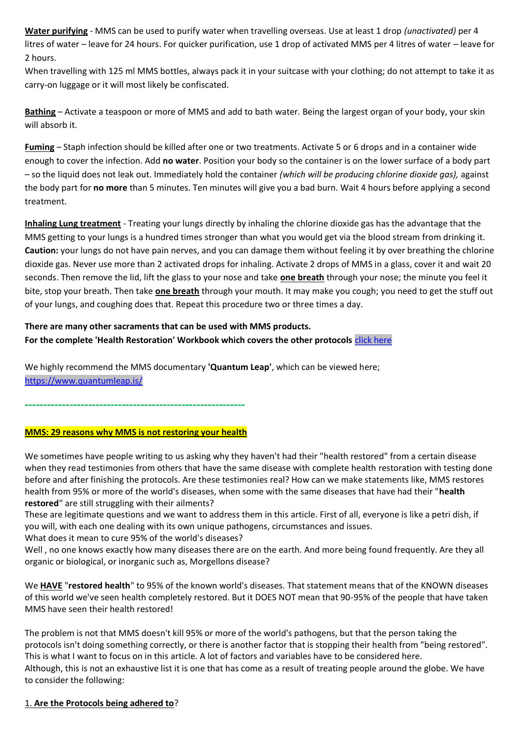**Water purifying** - MMS can be used to purify water when travelling overseas. Use at least 1 drop *(unactivated)* per 4 litres of water – leave for 24 hours. For quicker purification, use 1 drop of activated MMS per 4 litres of water – leave for 2 hours.
When travelling with 125 ml MMS bottles, always pack it in your suitcase with your clothing; do not attempt to take it as carry-on luggage or it will most likely be confiscated.

**Bathing** – Activate a teaspoon or more of MMS and add to bath water. Being the largest organ of your body, your skin will absorb it.

**Fuming** – Staph infection should be killed after one or two treatments. Activate 5 or 6 drops and in a container wide enough to cover the infection. Add **no water**. Position your body so the container is on the lower surface of a body part – so the liquid does not leak out. Immediately hold the container *(which will be producing chlorine dioxide gas),* against the body part for **no more** than 5 minutes. Ten minutes will give you a bad burn. Wait 4 hours before applying a second treatment.

**Inhaling Lung treatment** - Treating your lungs directly by inhaling the chlorine dioxide gas has the advantage that the MMS getting to your lungs is a hundred times stronger than what you would get via the blood stream from drinking it. **Caution:** your lungs do not have pain nerves, and you can damage them without feeling it by over breathing the chlorine dioxide gas. Never use more than 2 activated drops for inhaling. Activate 2 drops of MMS in a glass, cover it and wait 20 seconds. Then remove the lid, lift the glass to your nose and take **one breath** through your nose; the minute you feel it bite, stop your breath. Then take **one breath** through your mouth. It may make you cough; you need to get the stuff out of your lungs, and coughing does that. Repeat this procedure two or three times a day.

**There are many other sacraments that can be used with MMS products.**
**For the complete 'Health Restoration' Workbook which covers the other protocols** click here

We highly recommend the MMS documentary **'Quantum Leap'**, which can be viewed here; https://www.quantumleap.is/

---

**MMS: 29 reasons why MMS is not restoring your health**

We sometimes have people writing to us asking why they haven't had their "health restored" from a certain disease when they read testimonies from others that have the same disease with complete health restoration with testing done before and after finishing the protocols. Are these testimonies real? How can we make statements like, MMS restores health from 95% or more of the world's diseases, when some with the same diseases that have had their "**health restored**" are still struggling with their ailments?
These are legitimate questions and we want to address them in this article. First of all, everyone is like a petri dish, if you will, with each one dealing with its own unique pathogens, circumstances and issues.
What does it mean to cure 95% of the world's diseases?
Well , no one knows exactly how many diseases there are on the earth. And more being found frequently. Are they all organic or biological, or inorganic such as, Morgellons disease?

We **HAVE** "**restored health**" to 95% of the known world's diseases. That statement means that of the KNOWN diseases of this world we've seen health completely restored. But it DOES NOT mean that 90-95% of the people that have taken MMS have seen their health restored!

The problem is not that MMS doesn't kill 95% or more of the world's pathogens, but that the person taking the protocols isn't doing something correctly, or there is another factor that is stopping their health from "being restored". This is what I want to focus on in this article. A lot of factors and variables have to be considered here.
Although, this is not an exhaustive list it is one that has come as a result of treating people around the globe. We have to consider the following:

1. **Are the Protocols being adhered to**?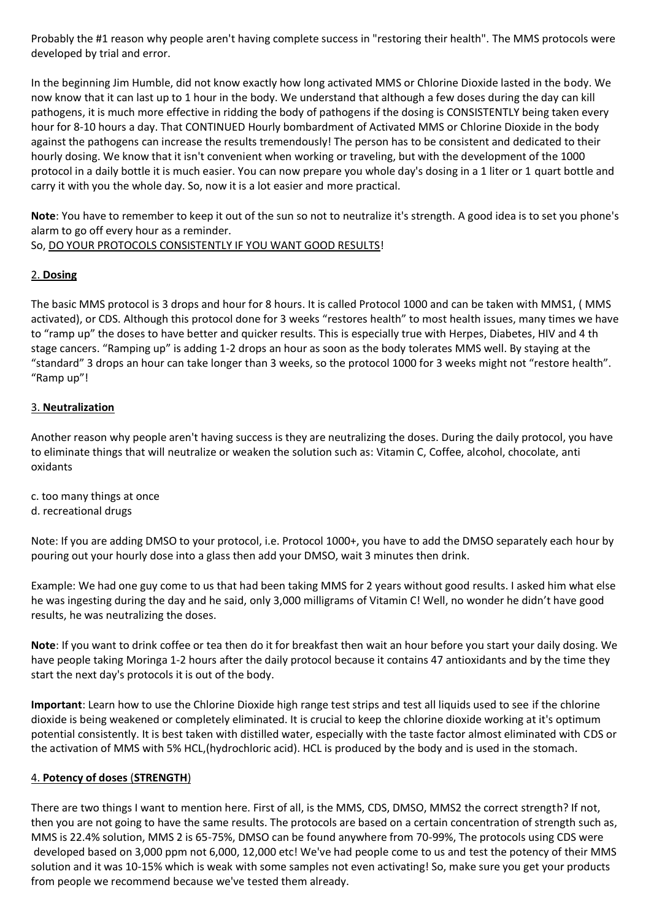Probably the #1 reason why people aren't having complete success in "restoring their health". The MMS protocols were developed by trial and error.

In the beginning Jim Humble, did not know exactly how long activated MMS or Chlorine Dioxide lasted in the body. We now know that it can last up to 1 hour in the body. We understand that although a few doses during the day can kill pathogens, it is much more effective in ridding the body of pathogens if the dosing is CONSISTENTLY being taken every hour for 8-10 hours a day. That CONTINUED Hourly bombardment of Activated MMS or Chlorine Dioxide in the body against the pathogens can increase the results tremendously! The person has to be consistent and dedicated to their hourly dosing. We know that it isn't convenient when working or traveling, but with the development of the 1000 protocol in a daily bottle it is much easier. You can now prepare you whole day's dosing in a 1 liter or 1 quart bottle and carry it with you the whole day. So, now it is a lot easier and more practical.

**Note**: You have to remember to keep it out of the sun so not to neutralize it's strength. A good idea is to set you phone's alarm to go off every hour as a reminder.
So, DO YOUR PROTOCOLS CONSISTENTLY IF YOU WANT GOOD RESULTS!

### 2. **Dosing**

The basic MMS protocol is 3 drops and hour for 8 hours. It is called Protocol 1000 and can be taken with MMS1, ( MMS activated), or CDS. Although this protocol done for 3 weeks "restores health" to most health issues, many times we have to "ramp up" the doses to have better and quicker results. This is especially true with Herpes, Diabetes, HIV and 4 th stage cancers. "Ramping up" is adding 1-2 drops an hour as soon as the body tolerates MMS well. By staying at the "standard" 3 drops an hour can take longer than 3 weeks, so the protocol 1000 for 3 weeks might not "restore health". "Ramp up"!

### 3. **Neutralization**

Another reason why people aren't having success is they are neutralizing the doses. During the daily protocol, you have to eliminate things that will neutralize or weaken the solution such as: Vitamin C, Coffee, alcohol, chocolate, anti oxidants

c. too many things at once
d. recreational drugs

Note: If you are adding DMSO to your protocol, i.e. Protocol 1000+, you have to add the DMSO separately each hour by pouring out your hourly dose into a glass then add your DMSO, wait 3 minutes then drink.

Example: We had one guy come to us that had been taking MMS for 2 years without good results. I asked him what else he was ingesting during the day and he said, only 3,000 milligrams of Vitamin C! Well, no wonder he didn't have good results, he was neutralizing the doses.

**Note**: If you want to drink coffee or tea then do it for breakfast then wait an hour before you start your daily dosing. We have people taking Moringa 1-2 hours after the daily protocol because it contains 47 antioxidants and by the time they start the next day's protocols it is out of the body.

**Important**: Learn how to use the Chlorine Dioxide high range test strips and test all liquids used to see if the chlorine dioxide is being weakened or completely eliminated. It is crucial to keep the chlorine dioxide working at it's optimum potential consistently. It is best taken with distilled water, especially with the taste factor almost eliminated with CDS or the activation of MMS with 5% HCL,(hydrochloric acid). HCL is produced by the body and is used in the stomach.

### 4. **Potency of doses** (**STRENGTH**)

There are two things I want to mention here. First of all, is the MMS, CDS, DMSO, MMS2 the correct strength? If not, then you are not going to have the same results. The protocols are based on a certain concentration of strength such as, MMS is 22.4% solution, MMS 2 is 65-75%, DMSO can be found anywhere from 70-99%, The protocols using CDS were developed based on 3,000 ppm not 6,000, 12,000 etc! We've had people come to us and test the potency of their MMS solution and it was 10-15% which is weak with some samples not even activating! So, make sure you get your products from people we recommend because we've tested them already.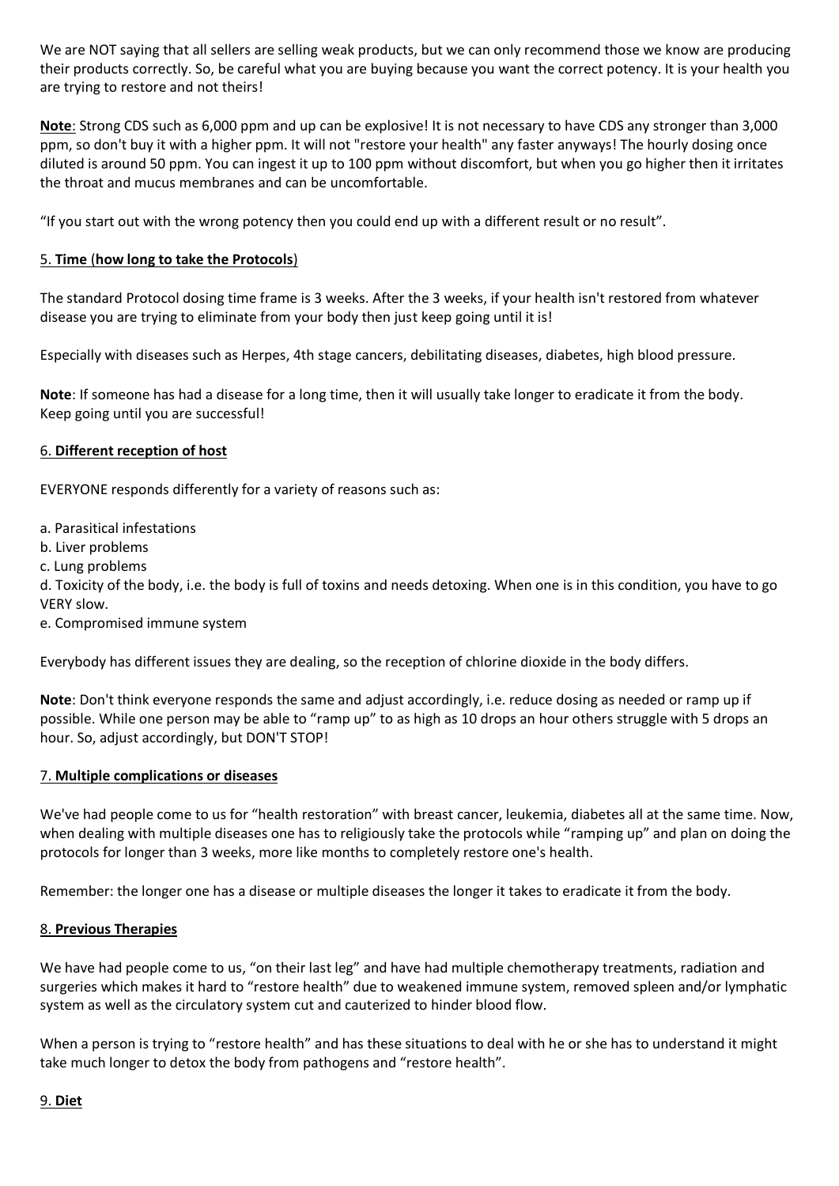We are NOT saying that all sellers are selling weak products, but we can only recommend those we know are producing their products correctly. So, be careful what you are buying because you want the correct potency. It is your health you are trying to restore and not theirs!

**Note**: Strong CDS such as 6,000 ppm and up can be explosive! It is not necessary to have CDS any stronger than 3,000 ppm, so don't buy it with a higher ppm. It will not "restore your health" any faster anyways! The hourly dosing once diluted is around 50 ppm. You can ingest it up to 100 ppm without discomfort, but when you go higher then it irritates the throat and mucus membranes and can be uncomfortable.

"If you start out with the wrong potency then you could end up with a different result or no result".

## 5. **Time** (**how long to take the Protocols**)

The standard Protocol dosing time frame is 3 weeks. After the 3 weeks, if your health isn't restored from whatever disease you are trying to eliminate from your body then just keep going until it is!

Especially with diseases such as Herpes, 4th stage cancers, debilitating diseases, diabetes, high blood pressure.

**Note**: If someone has had a disease for a long time, then it will usually take longer to eradicate it from the body. Keep going until you are successful!

## 6. **Different reception of host**

EVERYONE responds differently for a variety of reasons such as:

a. Parasitical infestations
b. Liver problems
c. Lung problems
d. Toxicity of the body, i.e. the body is full of toxins and needs detoxing. When one is in this condition, you have to go VERY slow.
e. Compromised immune system

Everybody has different issues they are dealing, so the reception of chlorine dioxide in the body differs.

**Note**: Don't think everyone responds the same and adjust accordingly, i.e. reduce dosing as needed or ramp up if possible. While one person may be able to "ramp up" to as high as 10 drops an hour others struggle with 5 drops an hour. So, adjust accordingly, but DON'T STOP!

## 7. **Multiple complications or diseases**

We've had people come to us for "health restoration" with breast cancer, leukemia, diabetes all at the same time. Now, when dealing with multiple diseases one has to religiously take the protocols while "ramping up" and plan on doing the protocols for longer than 3 weeks, more like months to completely restore one's health.

Remember: the longer one has a disease or multiple diseases the longer it takes to eradicate it from the body.

## 8. **Previous Therapies**

We have had people come to us, "on their last leg" and have had multiple chemotherapy treatments, radiation and surgeries which makes it hard to "restore health" due to weakened immune system, removed spleen and/or lymphatic system as well as the circulatory system cut and cauterized to hinder blood flow.

When a person is trying to "restore health" and has these situations to deal with he or she has to understand it might take much longer to detox the body from pathogens and "restore health".

## 9. **Diet**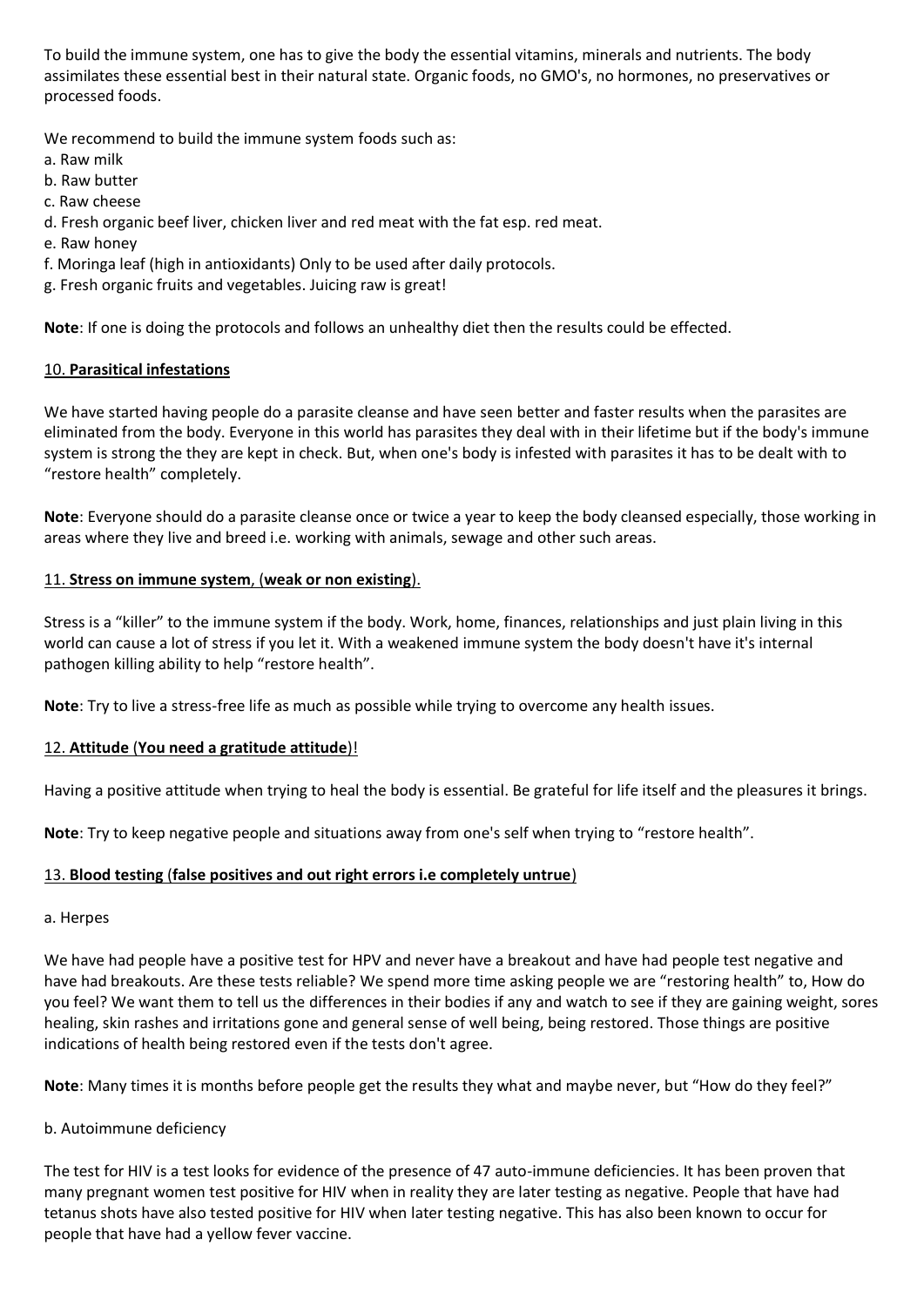To build the immune system, one has to give the body the essential vitamins, minerals and nutrients. The body assimilates these essential best in their natural state. Organic foods, no GMO's, no hormones, no preservatives or processed foods.

We recommend to build the immune system foods such as:
a. Raw milk
b. Raw butter
c. Raw cheese
d. Fresh organic beef liver, chicken liver and red meat with the fat esp. red meat.
e. Raw honey
f. Moringa leaf (high in antioxidants) Only to be used after daily protocols.
g. Fresh organic fruits and vegetables. Juicing raw is great!

**Note**: If one is doing the protocols and follows an unhealthy diet then the results could be effected.

<u>10. **Parasitical infestations**</u>

We have started having people do a parasite cleanse and have seen better and faster results when the parasites are eliminated from the body. Everyone in this world has parasites they deal with in their lifetime but if the body's immune system is strong the they are kept in check. But, when one's body is infested with parasites it has to be dealt with to "restore health" completely.

**Note**: Everyone should do a parasite cleanse once or twice a year to keep the body cleansed especially, those working in areas where they live and breed i.e. working with animals, sewage and other such areas.

<u>11. **Stress on immune system**, (**weak or non existing**).</u>

Stress is a "killer" to the immune system if the body. Work, home, finances, relationships and just plain living in this world can cause a lot of stress if you let it. With a weakened immune system the body doesn't have it's internal pathogen killing ability to help "restore health".

**Note**: Try to live a stress-free life as much as possible while trying to overcome any health issues.

<u>12. **Attitude** (**You need a gratitude attitude**)!</u>

Having a positive attitude when trying to heal the body is essential. Be grateful for life itself and the pleasures it brings.

**Note**: Try to keep negative people and situations away from one's self when trying to "restore health".

<u>13. **Blood testing** (**false positives and out right errors i.e completely untrue**)</u>

a. Herpes

We have had people have a positive test for HPV and never have a breakout and have had people test negative and have had breakouts. Are these tests reliable? We spend more time asking people we are "restoring health" to, How do you feel? We want them to tell us the differences in their bodies if any and watch to see if they are gaining weight, sores healing, skin rashes and irritations gone and general sense of well being, being restored. Those things are positive indications of health being restored even if the tests don't agree.

**Note**: Many times it is months before people get the results they what and maybe never, but "How do they feel?"

b. Autoimmune deficiency

The test for HIV is a test looks for evidence of the presence of 47 auto-immune deficiencies. It has been proven that many pregnant women test positive for HIV when in reality they are later testing as negative. People that have had tetanus shots have also tested positive for HIV when later testing negative. This has also been known to occur for people that have had a yellow fever vaccine.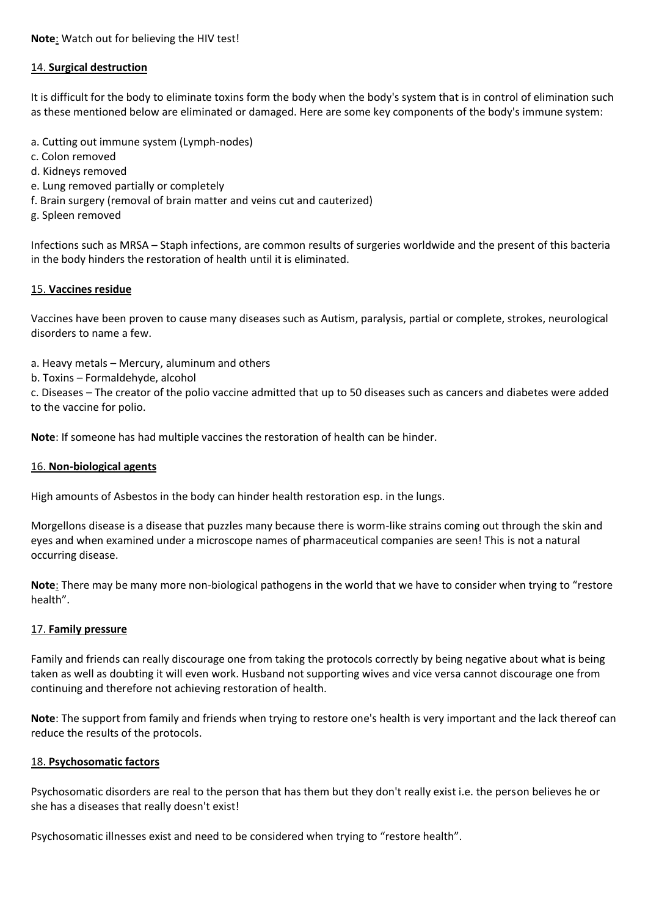**Note**: Watch out for believing the HIV test!

### 14. **Surgical destruction**

It is difficult for the body to eliminate toxins form the body when the body's system that is in control of elimination such as these mentioned below are eliminated or damaged. Here are some key components of the body's immune system:

a. Cutting out immune system (Lymph-nodes)
c. Colon removed
d. Kidneys removed
e. Lung removed partially or completely
f. Brain surgery (removal of brain matter and veins cut and cauterized)
g. Spleen removed

Infections such as MRSA – Staph infections, are common results of surgeries worldwide and the present of this bacteria in the body hinders the restoration of health until it is eliminated.

### 15. **Vaccines residue**

Vaccines have been proven to cause many diseases such as Autism, paralysis, partial or complete, strokes, neurological disorders to name a few.

a. Heavy metals – Mercury, aluminum and others
b. Toxins – Formaldehyde, alcohol
c. Diseases – The creator of the polio vaccine admitted that up to 50 diseases such as cancers and diabetes were added to the vaccine for polio.

**Note**: If someone has had multiple vaccines the restoration of health can be hinder.

### 16. **Non-biological agents**

High amounts of Asbestos in the body can hinder health restoration esp. in the lungs.

Morgellons disease is a disease that puzzles many because there is worm-like strains coming out through the skin and eyes and when examined under a microscope names of pharmaceutical companies are seen! This is not a natural occurring disease.

**Note**: There may be many more non-biological pathogens in the world that we have to consider when trying to "restore health".

### 17. **Family pressure**

Family and friends can really discourage one from taking the protocols correctly by being negative about what is being taken as well as doubting it will even work. Husband not supporting wives and vice versa cannot discourage one from continuing and therefore not achieving restoration of health.

**Note**: The support from family and friends when trying to restore one's health is very important and the lack thereof can reduce the results of the protocols.

### 18. **Psychosomatic factors**

Psychosomatic disorders are real to the person that has them but they don't really exist i.e. the person believes he or she has a diseases that really doesn't exist!

Psychosomatic illnesses exist and need to be considered when trying to "restore health".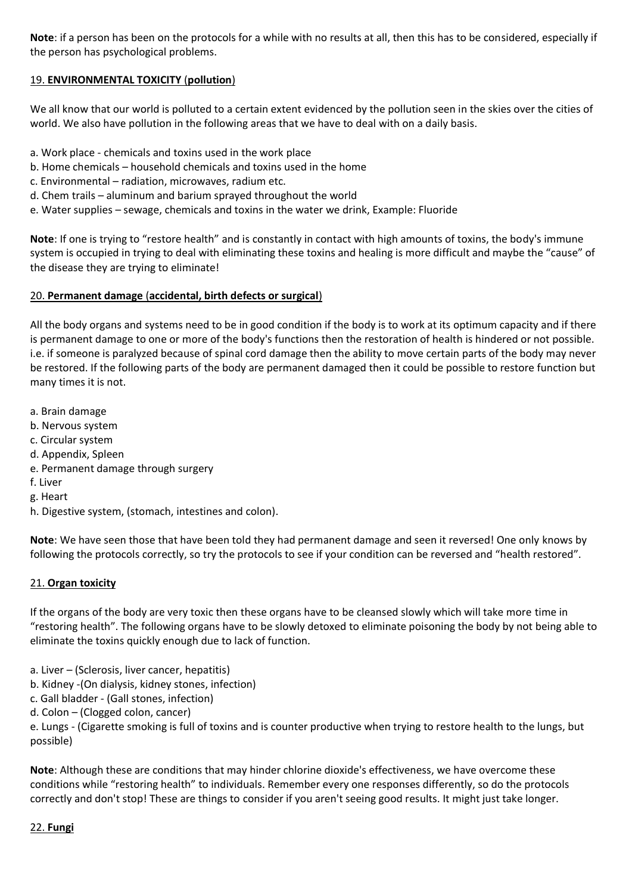**Note**: if a person has been on the protocols for a while with no results at all, then this has to be considered, especially if the person has psychological problems.

## 19. **ENVIRONMENTAL TOXICITY** (**pollution**)

We all know that our world is polluted to a certain extent evidenced by the pollution seen in the skies over the cities of world. We also have pollution in the following areas that we have to deal with on a daily basis.

a. Work place - chemicals and toxins used in the work place
b. Home chemicals – household chemicals and toxins used in the home
c. Environmental – radiation, microwaves, radium etc.
d. Chem trails – aluminum and barium sprayed throughout the world
e. Water supplies – sewage, chemicals and toxins in the water we drink, Example: Fluoride

**Note**: If one is trying to "restore health" and is constantly in contact with high amounts of toxins, the body's immune system is occupied in trying to deal with eliminating these toxins and healing is more difficult and maybe the "cause" of the disease they are trying to eliminate!

## 20. **Permanent damage** (**accidental, birth defects or surgical**)

All the body organs and systems need to be in good condition if the body is to work at its optimum capacity and if there is permanent damage to one or more of the body's functions then the restoration of health is hindered or not possible. i.e. if someone is paralyzed because of spinal cord damage then the ability to move certain parts of the body may never be restored. If the following parts of the body are permanent damaged then it could be possible to restore function but many times it is not.

a. Brain damage
b. Nervous system
c. Circular system
d. Appendix, Spleen
e. Permanent damage through surgery
f. Liver
g. Heart
h. Digestive system, (stomach, intestines and colon).

**Note**: We have seen those that have been told they had permanent damage and seen it reversed! One only knows by following the protocols correctly, so try the protocols to see if your condition can be reversed and "health restored".

## 21. **Organ toxicity**

If the organs of the body are very toxic then these organs have to be cleansed slowly which will take more time in "restoring health". The following organs have to be slowly detoxed to eliminate poisoning the body by not being able to eliminate the toxins quickly enough due to lack of function.

a. Liver – (Sclerosis, liver cancer, hepatitis)
b. Kidney -(On dialysis, kidney stones, infection)
c. Gall bladder - (Gall stones, infection)
d. Colon – (Clogged colon, cancer)
e. Lungs - (Cigarette smoking is full of toxins and is counter productive when trying to restore health to the lungs, but possible)

**Note**: Although these are conditions that may hinder chlorine dioxide's effectiveness, we have overcome these conditions while "restoring health" to individuals. Remember every one responses differently, so do the protocols correctly and don't stop! These are things to consider if you aren't seeing good results. It might just take longer.

## 22. **Fungi**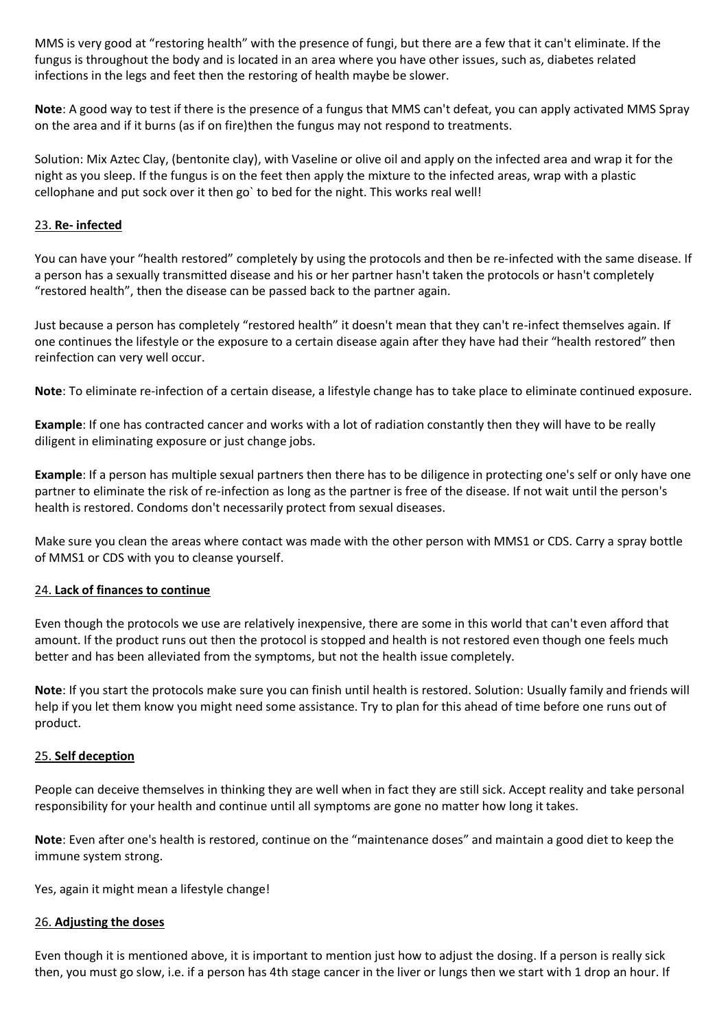MMS is very good at "restoring health" with the presence of fungi, but there are a few that it can't eliminate. If the fungus is throughout the body and is located in an area where you have other issues, such as, diabetes related infections in the legs and feet then the restoring of health maybe be slower.

**Note**: A good way to test if there is the presence of a fungus that MMS can't defeat, you can apply activated MMS Spray on the area and if it burns (as if on fire)then the fungus may not respond to treatments.

Solution: Mix Aztec Clay, (bentonite clay), with Vaseline or olive oil and apply on the infected area and wrap it for the night as you sleep. If the fungus is on the feet then apply the mixture to the infected areas, wrap with a plastic cellophane and put sock over it then go` to bed for the night. This works real well!

## 23. Re- infected

You can have your "health restored" completely by using the protocols and then be re-infected with the same disease. If a person has a sexually transmitted disease and his or her partner hasn't taken the protocols or hasn't completely "restored health", then the disease can be passed back to the partner again.

Just because a person has completely "restored health" it doesn't mean that they can't re-infect themselves again. If one continues the lifestyle or the exposure to a certain disease again after they have had their "health restored" then reinfection can very well occur.

**Note**: To eliminate re-infection of a certain disease, a lifestyle change has to take place to eliminate continued exposure.

**Example**: If one has contracted cancer and works with a lot of radiation constantly then they will have to be really diligent in eliminating exposure or just change jobs.

**Example**: If a person has multiple sexual partners then there has to be diligence in protecting one's self or only have one partner to eliminate the risk of re-infection as long as the partner is free of the disease. If not wait until the person's health is restored. Condoms don't necessarily protect from sexual diseases.

Make sure you clean the areas where contact was made with the other person with MMS1 or CDS. Carry a spray bottle of MMS1 or CDS with you to cleanse yourself.

## 24. Lack of finances to continue

Even though the protocols we use are relatively inexpensive, there are some in this world that can't even afford that amount. If the product runs out then the protocol is stopped and health is not restored even though one feels much better and has been alleviated from the symptoms, but not the health issue completely.

**Note**: If you start the protocols make sure you can finish until health is restored. Solution: Usually family and friends will help if you let them know you might need some assistance. Try to plan for this ahead of time before one runs out of product.

## 25. Self deception

People can deceive themselves in thinking they are well when in fact they are still sick. Accept reality and take personal responsibility for your health and continue until all symptoms are gone no matter how long it takes.

**Note**: Even after one's health is restored, continue on the "maintenance doses" and maintain a good diet to keep the immune system strong.

Yes, again it might mean a lifestyle change!

## 26. Adjusting the doses

Even though it is mentioned above, it is important to mention just how to adjust the dosing. If a person is really sick then, you must go slow, i.e. if a person has 4th stage cancer in the liver or lungs then we start with 1 drop an hour. If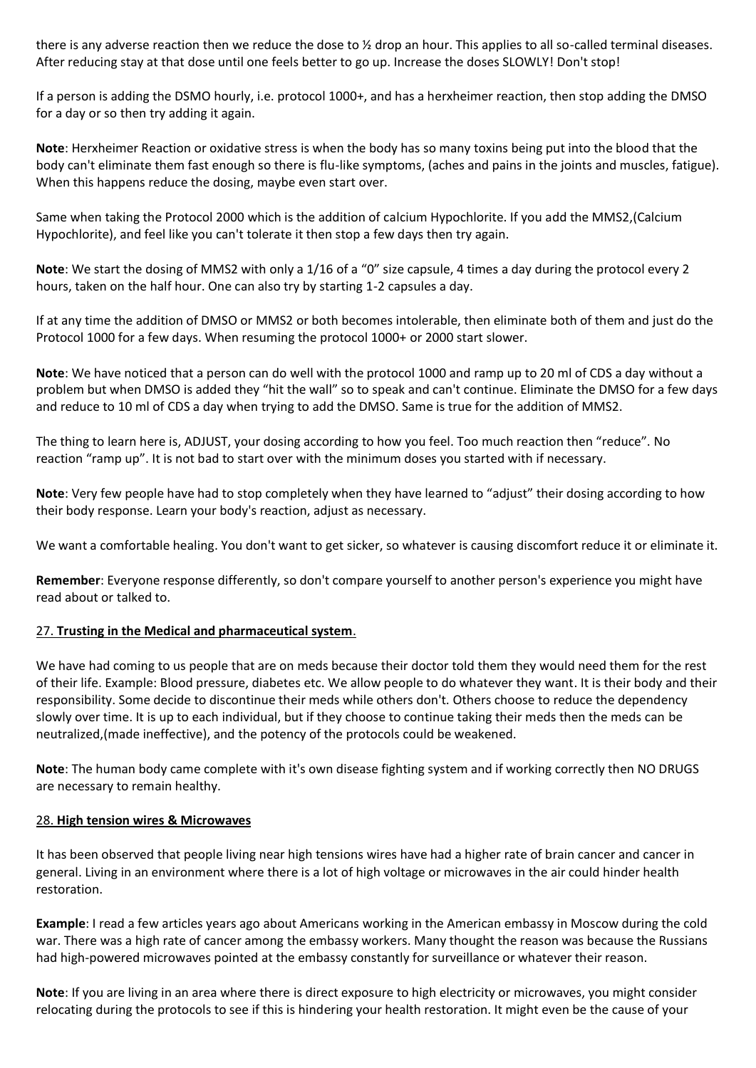there is any adverse reaction then we reduce the dose to ½ drop an hour. This applies to all so-called terminal diseases. After reducing stay at that dose until one feels better to go up. Increase the doses SLOWLY! Don't stop!

If a person is adding the DSMO hourly, i.e. protocol 1000+, and has a herxheimer reaction, then stop adding the DMSO for a day or so then try adding it again.

**Note**: Herxheimer Reaction or oxidative stress is when the body has so many toxins being put into the blood that the body can't eliminate them fast enough so there is flu-like symptoms, (aches and pains in the joints and muscles, fatigue). When this happens reduce the dosing, maybe even start over.

Same when taking the Protocol 2000 which is the addition of calcium Hypochlorite. If you add the MMS2,(Calcium Hypochlorite), and feel like you can't tolerate it then stop a few days then try again.

**Note**: We start the dosing of MMS2 with only a 1/16 of a "0" size capsule, 4 times a day during the protocol every 2 hours, taken on the half hour. One can also try by starting 1-2 capsules a day.

If at any time the addition of DMSO or MMS2 or both becomes intolerable, then eliminate both of them and just do the Protocol 1000 for a few days. When resuming the protocol 1000+ or 2000 start slower.

**Note**: We have noticed that a person can do well with the protocol 1000 and ramp up to 20 ml of CDS a day without a problem but when DMSO is added they "hit the wall" so to speak and can't continue. Eliminate the DMSO for a few days and reduce to 10 ml of CDS a day when trying to add the DMSO. Same is true for the addition of MMS2.

The thing to learn here is, ADJUST, your dosing according to how you feel. Too much reaction then "reduce". No reaction "ramp up". It is not bad to start over with the minimum doses you started with if necessary.

**Note**: Very few people have had to stop completely when they have learned to "adjust" their dosing according to how their body response. Learn your body's reaction, adjust as necessary.

We want a comfortable healing. You don't want to get sicker, so whatever is causing discomfort reduce it or eliminate it.

**Remember**: Everyone response differently, so don't compare yourself to another person's experience you might have read about or talked to.

## 27. **Trusting in the Medical and pharmaceutical system**.

We have had coming to us people that are on meds because their doctor told them they would need them for the rest of their life. Example: Blood pressure, diabetes etc. We allow people to do whatever they want. It is their body and their responsibility. Some decide to discontinue their meds while others don't. Others choose to reduce the dependency slowly over time. It is up to each individual, but if they choose to continue taking their meds then the meds can be neutralized,(made ineffective), and the potency of the protocols could be weakened.

**Note**: The human body came complete with it's own disease fighting system and if working correctly then NO DRUGS are necessary to remain healthy.

## 28. **High tension wires & Microwaves**

It has been observed that people living near high tensions wires have had a higher rate of brain cancer and cancer in general. Living in an environment where there is a lot of high voltage or microwaves in the air could hinder health restoration.

**Example**: I read a few articles years ago about Americans working in the American embassy in Moscow during the cold war. There was a high rate of cancer among the embassy workers. Many thought the reason was because the Russians had high-powered microwaves pointed at the embassy constantly for surveillance or whatever their reason.

**Note**: If you are living in an area where there is direct exposure to high electricity or microwaves, you might consider relocating during the protocols to see if this is hindering your health restoration. It might even be the cause of your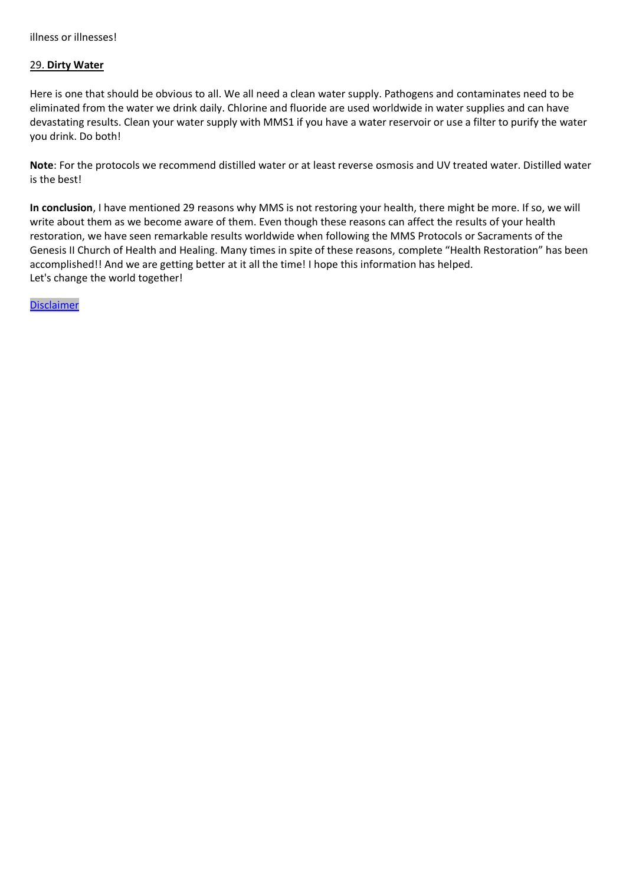illness or illnesses!

## 29. **Dirty Water**

Here is one that should be obvious to all. We all need a clean water supply. Pathogens and contaminates need to be eliminated from the water we drink daily. Chlorine and fluoride are used worldwide in water supplies and can have devastating results. Clean your water supply with MMS1 if you have a water reservoir or use a filter to purify the water you drink. Do both!

**Note**: For the protocols we recommend distilled water or at least reverse osmosis and UV treated water. Distilled water is the best!

**In conclusion**, I have mentioned 29 reasons why MMS is not restoring your health, there might be more. If so, we will write about them as we become aware of them. Even though these reasons can affect the results of your health restoration, we have seen remarkable results worldwide when following the MMS Protocols or Sacraments of the Genesis II Church of Health and Healing. Many times in spite of these reasons, complete "Health Restoration" has been accomplished!! And we are getting better at it all the time! I hope this information has helped.
Let's change the world together!

[Disclaimer]